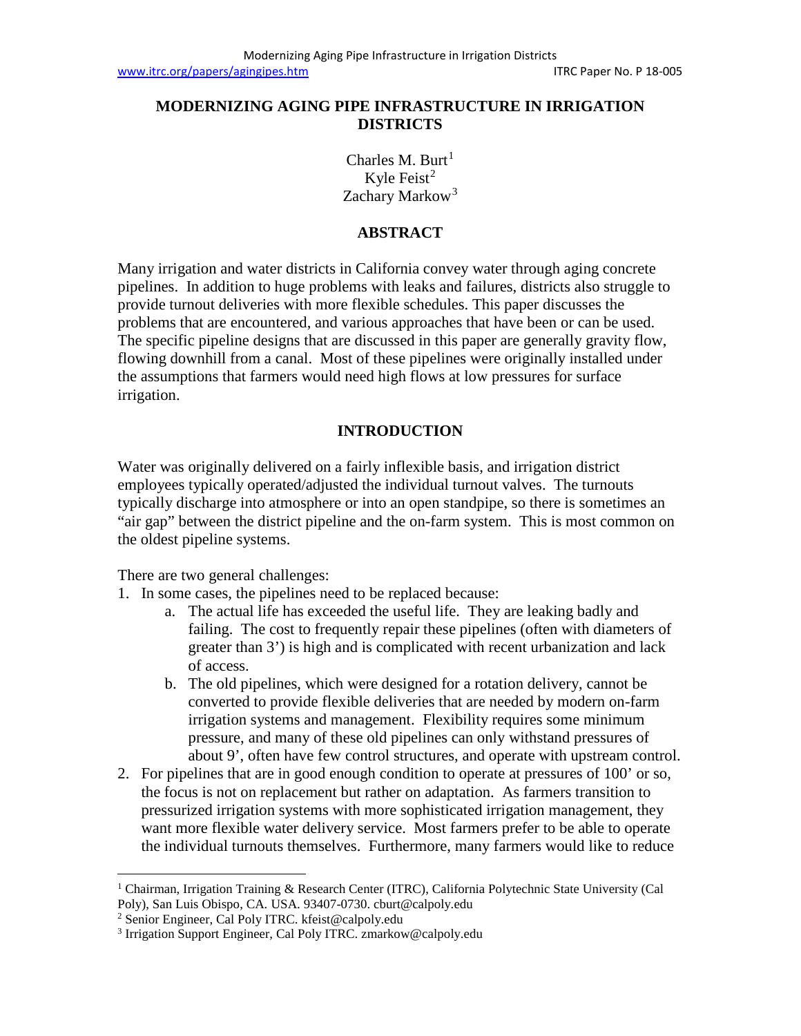# MODERNIZING AGING PIPE INFRASTRUCTURE IN IRRIGATION DISTRICTS

Charles M. Burt[1]
Kyle Feist[2]
Zachary Markow[3]

## ABSTRACT

Many irrigation and water districts in California convey water through aging concrete pipelines. In addition to huge problems with leaks and failures, districts also struggle to provide turnout deliveries with more flexible schedules. This paper discusses the problems that are encountered, and various approaches that have been or can be used. The specific pipeline designs that are discussed in this paper are generally gravity flow, flowing downhill from a canal. Most of these pipelines were originally installed under the assumptions that farmers would need high flows at low pressures for surface irrigation.

## INTRODUCTION

Water was originally delivered on a fairly inflexible basis, and irrigation district employees typically operated/adjusted the individual turnout valves. The turnouts typically discharge into atmosphere or into an open standpipe, so there is sometimes an "air gap" between the district pipeline and the on-farm system. This is most common on the oldest pipeline systems.

There are two general challenges:

1. In some cases, the pipelines need to be replaced because:
   a. The actual life has exceeded the useful life. They are leaking badly and failing. The cost to frequently repair these pipelines (often with diameters of greater than 3') is high and is complicated with recent urbanization and lack of access.
   b. The old pipelines, which were designed for a rotation delivery, cannot be converted to provide flexible deliveries that are needed by modern on-farm irrigation systems and management. Flexibility requires some minimum pressure, and many of these old pipelines can only withstand pressures of about 9', often have few control structures, and operate with upstream control.
2. For pipelines that are in good enough condition to operate at pressures of 100' or so, the focus is not on replacement but rather on adaptation. As farmers transition to pressurized irrigation systems with more sophisticated irrigation management, they want more flexible water delivery service. Most farmers prefer to be able to operate the individual turnouts themselves. Furthermore, many farmers would like to reduce

---

[1] Chairman, Irrigation Training & Research Center (ITRC), California Polytechnic State University (Cal Poly), San Luis Obispo, CA. USA. 93407-0730. cburt@calpoly.edu

[2] Senior Engineer, Cal Poly ITRC. kfeist@calpoly.edu

[3] Irrigation Support Engineer, Cal Poly ITRC. zmarkow@calpoly.edu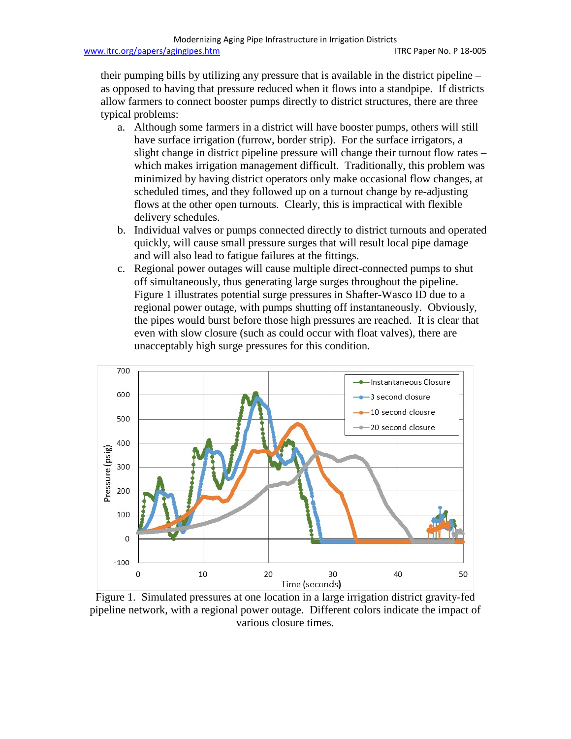their pumping bills by utilizing any pressure that is available in the district pipeline – as opposed to having that pressure reduced when it flows into a standpipe. If districts allow farmers to connect booster pumps directly to district structures, there are three typical problems:

a. Although some farmers in a district will have booster pumps, others will still have surface irrigation (furrow, border strip). For the surface irrigators, a slight change in district pipeline pressure will change their turnout flow rates – which makes irrigation management difficult. Traditionally, this problem was minimized by having district operators only make occasional flow changes, at scheduled times, and they followed up on a turnout change by re-adjusting flows at the other open turnouts. Clearly, this is impractical with flexible delivery schedules.
b. Individual valves or pumps connected directly to district turnouts and operated quickly, will cause small pressure surges that will result local pipe damage and will also lead to fatigue failures at the fittings.
c. Regional power outages will cause multiple direct-connected pumps to shut off simultaneously, thus generating large surges throughout the pipeline. Figure 1 illustrates potential surge pressures in Shafter-Wasco ID due to a regional power outage, with pumps shutting off instantaneously. Obviously, the pipes would burst before those high pressures are reached. It is clear that even with slow closure (such as could occur with float valves), there are unacceptably high surge pressures for this condition.

Figure 1. Simulated pressures at one location in a large irrigation district gravity-fed pipeline network, with a regional power outage. Different colors indicate the impact of various closure times.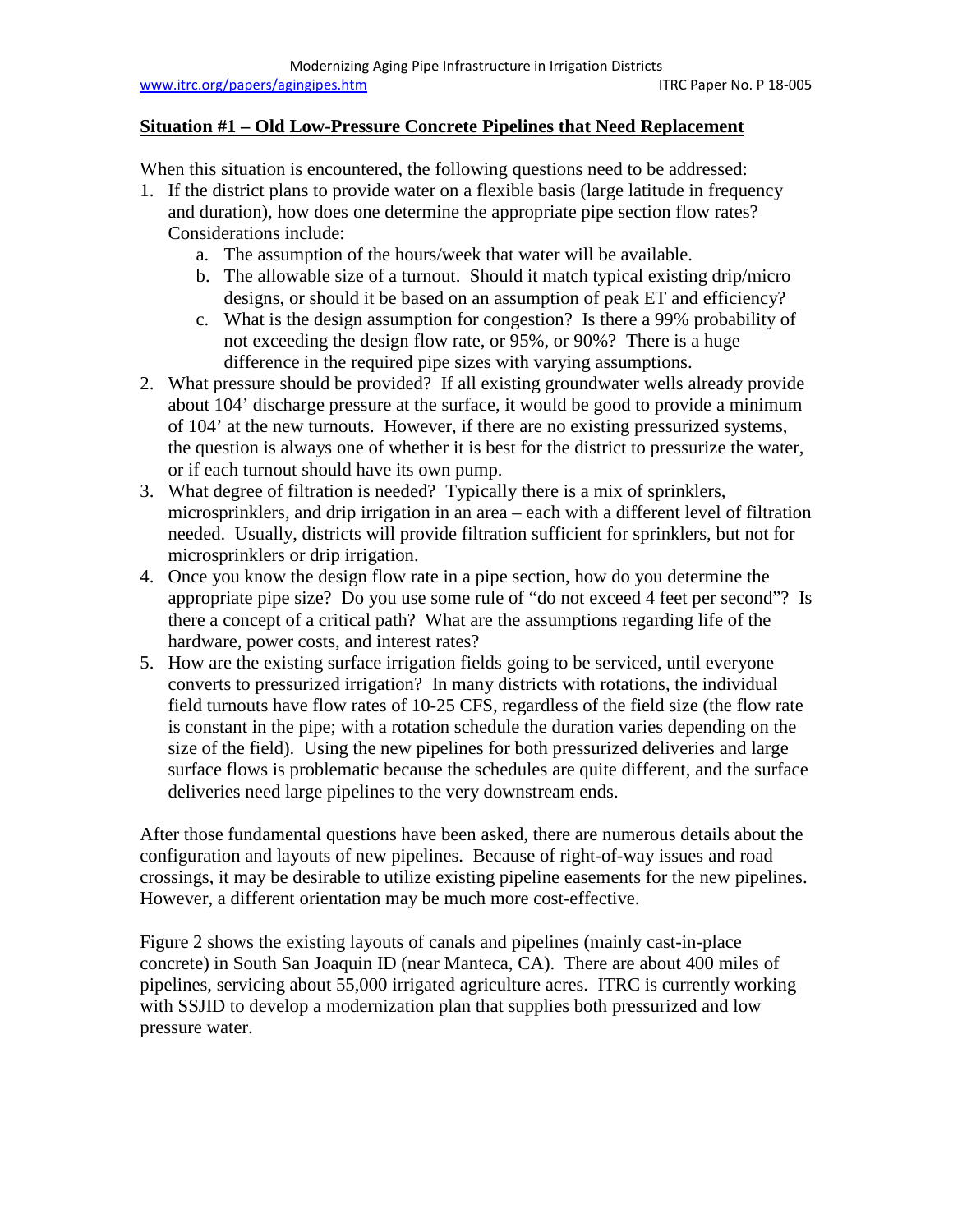## Situation #1 – Old Low-Pressure Concrete Pipelines that Need Replacement

When this situation is encountered, the following questions need to be addressed:

1. If the district plans to provide water on a flexible basis (large latitude in frequency and duration), how does one determine the appropriate pipe section flow rates? Considerations include:
   a. The assumption of the hours/week that water will be available.
   b. The allowable size of a turnout. Should it match typical existing drip/micro designs, or should it be based on an assumption of peak ET and efficiency?
   c. What is the design assumption for congestion? Is there a 99% probability of not exceeding the design flow rate, or 95%, or 90%? There is a huge difference in the required pipe sizes with varying assumptions.
2. What pressure should be provided? If all existing groundwater wells already provide about 104' discharge pressure at the surface, it would be good to provide a minimum of 104' at the new turnouts. However, if there are no existing pressurized systems, the question is always one of whether it is best for the district to pressurize the water, or if each turnout should have its own pump.
3. What degree of filtration is needed? Typically there is a mix of sprinklers, microsprinklers, and drip irrigation in an area – each with a different level of filtration needed. Usually, districts will provide filtration sufficient for sprinklers, but not for microsprinklers or drip irrigation.
4. Once you know the design flow rate in a pipe section, how do you determine the appropriate pipe size? Do you use some rule of "do not exceed 4 feet per second"? Is there a concept of a critical path? What are the assumptions regarding life of the hardware, power costs, and interest rates?
5. How are the existing surface irrigation fields going to be serviced, until everyone converts to pressurized irrigation? In many districts with rotations, the individual field turnouts have flow rates of 10-25 CFS, regardless of the field size (the flow rate is constant in the pipe; with a rotation schedule the duration varies depending on the size of the field). Using the new pipelines for both pressurized deliveries and large surface flows is problematic because the schedules are quite different, and the surface deliveries need large pipelines to the very downstream ends.

After those fundamental questions have been asked, there are numerous details about the configuration and layouts of new pipelines. Because of right-of-way issues and road crossings, it may be desirable to utilize existing pipeline easements for the new pipelines. However, a different orientation may be much more cost-effective.

Figure 2 shows the existing layouts of canals and pipelines (mainly cast-in-place concrete) in South San Joaquin ID (near Manteca, CA). There are about 400 miles of pipelines, servicing about 55,000 irrigated agriculture acres. ITRC is currently working with SSJID to develop a modernization plan that supplies both pressurized and low pressure water.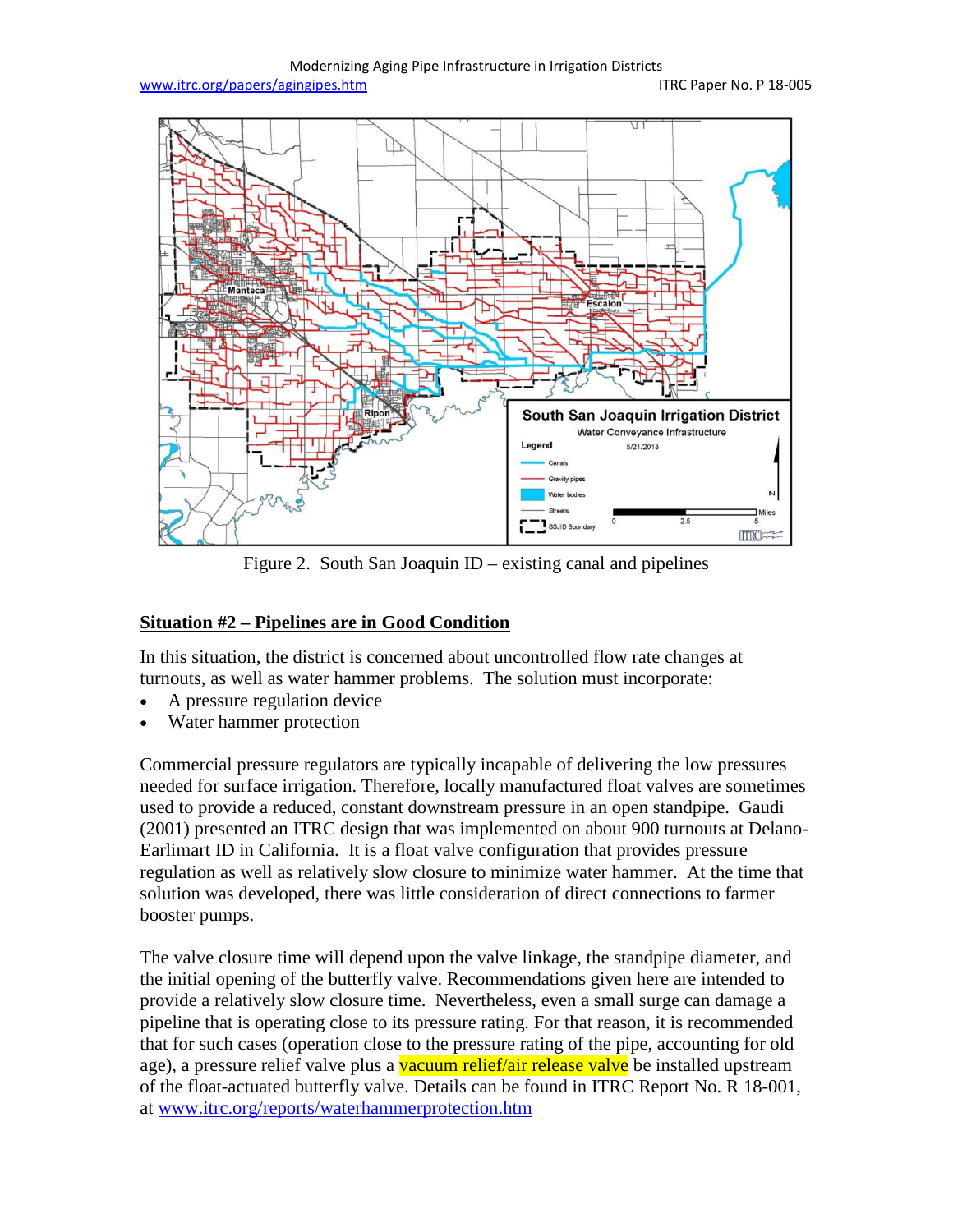Figure 2. South San Joaquin ID – existing canal and pipelines

## Situation #2 – Pipelines are in Good Condition

In this situation, the district is concerned about uncontrolled flow rate changes at turnouts, as well as water hammer problems. The solution must incorporate:

- A pressure regulation device
- Water hammer protection

Commercial pressure regulators are typically incapable of delivering the low pressures needed for surface irrigation. Therefore, locally manufactured float valves are sometimes used to provide a reduced, constant downstream pressure in an open standpipe. Gaudi (2001) presented an ITRC design that was implemented on about 900 turnouts at Delano-Earlimart ID in California. It is a float valve configuration that provides pressure regulation as well as relatively slow closure to minimize water hammer. At the time that solution was developed, there was little consideration of direct connections to farmer booster pumps.

The valve closure time will depend upon the valve linkage, the standpipe diameter, and the initial opening of the butterfly valve. Recommendations given here are intended to provide a relatively slow closure time. Nevertheless, even a small surge can damage a pipeline that is operating close to its pressure rating. For that reason, it is recommended that for such cases (operation close to the pressure rating of the pipe, accounting for old age), a pressure relief valve plus a vacuum relief/air release valve be installed upstream of the float-actuated butterfly valve. Details can be found in ITRC Report No. R 18-001, at www.itrc.org/reports/waterhammerprotection.htm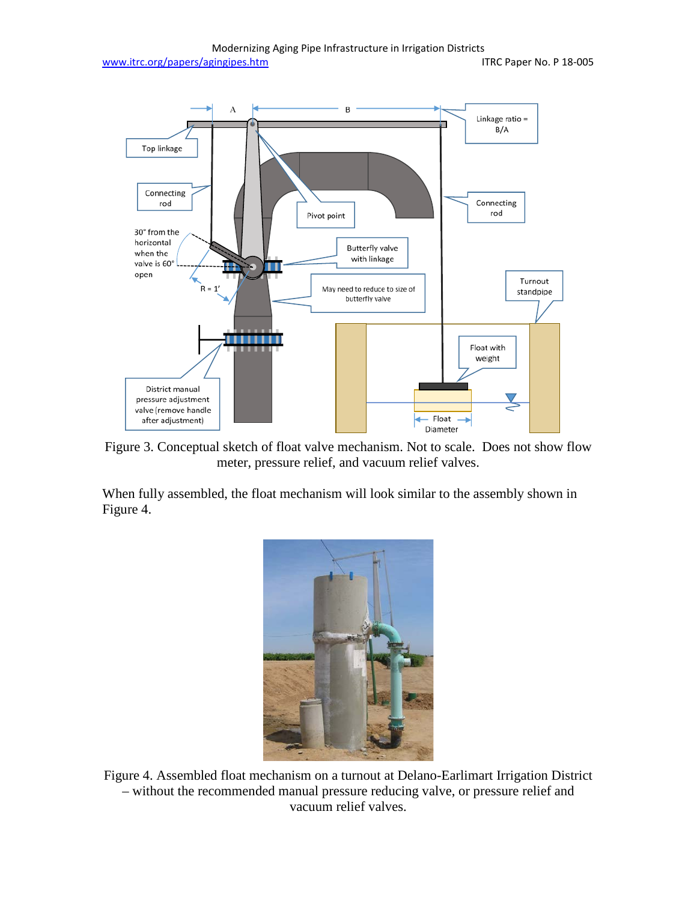Figure 3. Conceptual sketch of float valve mechanism. Not to scale. Does not show flow meter, pressure relief, and vacuum relief valves.

When fully assembled, the float mechanism will look similar to the assembly shown in Figure 4.

Figure 4. Assembled float mechanism on a turnout at Delano-Earlimart Irrigation District – without the recommended manual pressure reducing valve, or pressure relief and vacuum relief valves.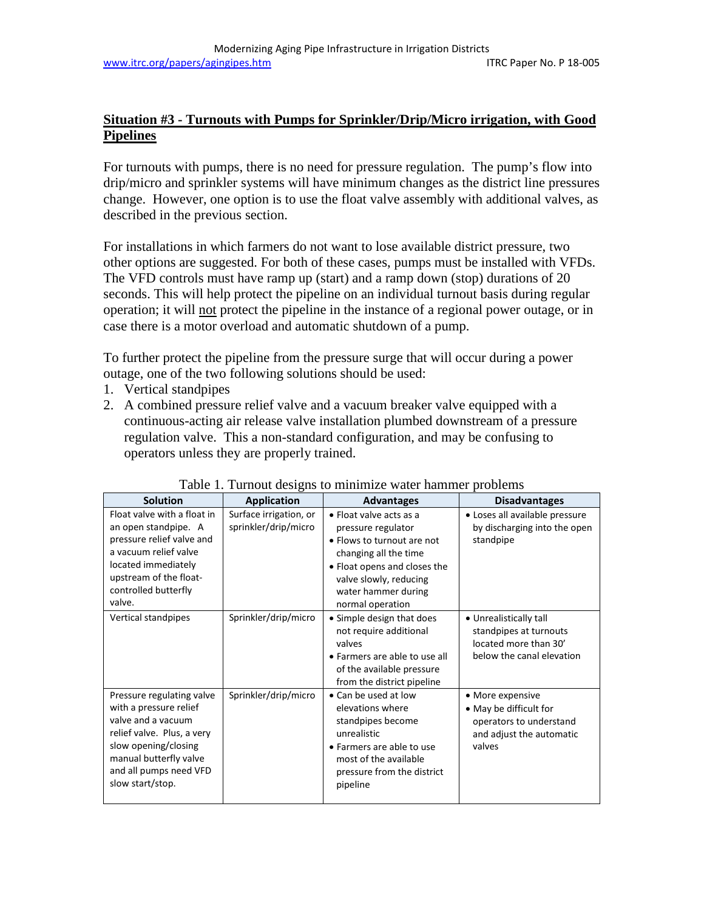## Situation #3 - Turnouts with Pumps for Sprinkler/Drip/Micro irrigation, with Good Pipelines

For turnouts with pumps, there is no need for pressure regulation. The pump's flow into drip/micro and sprinkler systems will have minimum changes as the district line pressures change. However, one option is to use the float valve assembly with additional valves, as described in the previous section.

For installations in which farmers do not want to lose available district pressure, two other options are suggested. For both of these cases, pumps must be installed with VFDs. The VFD controls must have ramp up (start) and a ramp down (stop) durations of 20 seconds. This will help protect the pipeline on an individual turnout basis during regular operation; it will not protect the pipeline in the instance of a regional power outage, or in case there is a motor overload and automatic shutdown of a pump.

To further protect the pipeline from the pressure surge that will occur during a power outage, one of the two following solutions should be used:

1. Vertical standpipes
2. A combined pressure relief valve and a vacuum breaker valve equipped with a continuous-acting air release valve installation plumbed downstream of a pressure regulation valve. This a non-standard configuration, and may be confusing to operators unless they are properly trained.

Table 1. Turnout designs to minimize water hammer problems

| Solution | Application | Advantages | Disadvantages |
|---|---|---|---|
| Float valve with a float in an open standpipe. A pressure relief valve and a vacuum relief valve located immediately upstream of the float-controlled butterfly valve. | Surface irrigation, or sprinkler/drip/micro | • Float valve acts as a pressure regulator<br>• Flows to turnout are not changing all the time<br>• Float opens and closes the valve slowly, reducing water hammer during normal operation | • Loses all available pressure by discharging into the open standpipe |
| Vertical standpipes | Sprinkler/drip/micro | • Simple design that does not require additional valves<br>• Farmers are able to use all of the available pressure from the district pipeline | • Unrealistically tall standpipes at turnouts located more than 30' below the canal elevation |
| Pressure regulating valve with a pressure relief valve and a vacuum relief valve. Plus, a very slow opening/closing manual butterfly valve and all pumps need VFD slow start/stop. | Sprinkler/drip/micro | • Can be used at low elevations where standpipes become unrealistic<br>• Farmers are able to use most of the available pressure from the district pipeline | • More expensive<br>• May be difficult for operators to understand and adjust the automatic valves |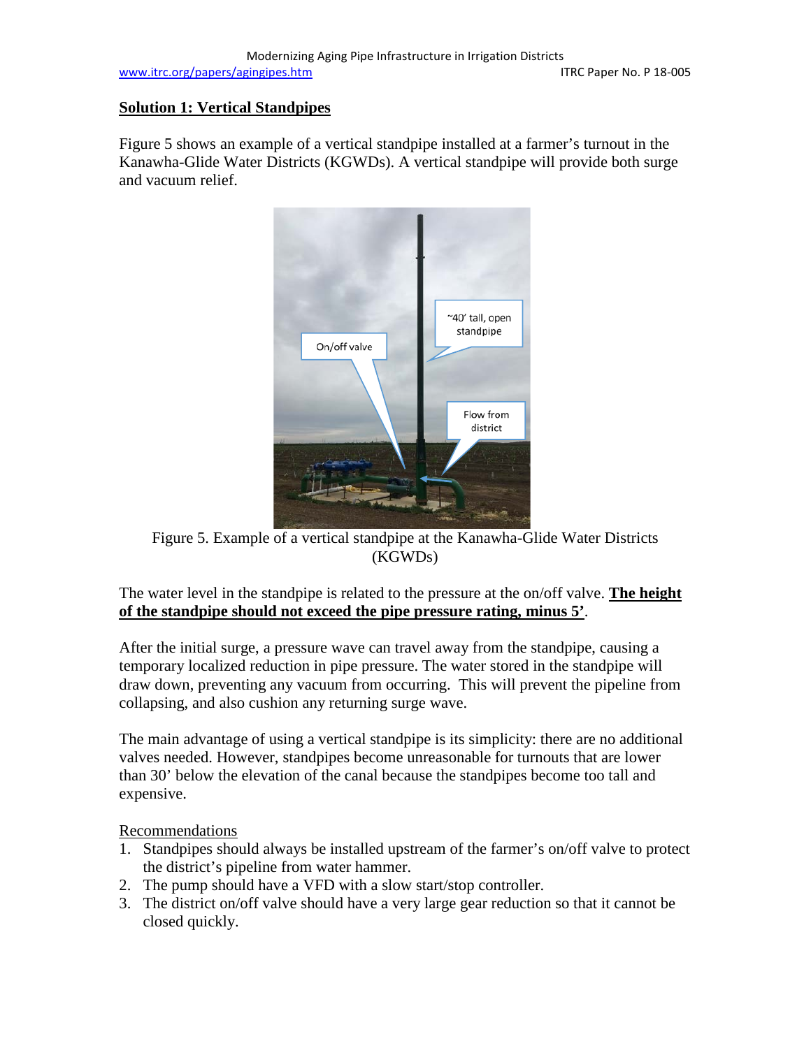## Solution 1: Vertical Standpipes

Figure 5 shows an example of a vertical standpipe installed at a farmer's turnout in the Kanawha-Glide Water Districts (KGWDs). A vertical standpipe will provide both surge and vacuum relief.

Figure 5. Example of a vertical standpipe at the Kanawha-Glide Water Districts (KGWDs)

The water level in the standpipe is related to the pressure at the on/off valve. **The height of the standpipe should not exceed the pipe pressure rating, minus 5'**.

After the initial surge, a pressure wave can travel away from the standpipe, causing a temporary localized reduction in pipe pressure. The water stored in the standpipe will draw down, preventing any vacuum from occurring. This will prevent the pipeline from collapsing, and also cushion any returning surge wave.

The main advantage of using a vertical standpipe is its simplicity: there are no additional valves needed. However, standpipes become unreasonable for turnouts that are lower than 30' below the elevation of the canal because the standpipes become too tall and expensive.

Recommendations

1. Standpipes should always be installed upstream of the farmer's on/off valve to protect the district's pipeline from water hammer.
2. The pump should have a VFD with a slow start/stop controller.
3. The district on/off valve should have a very large gear reduction so that it cannot be closed quickly.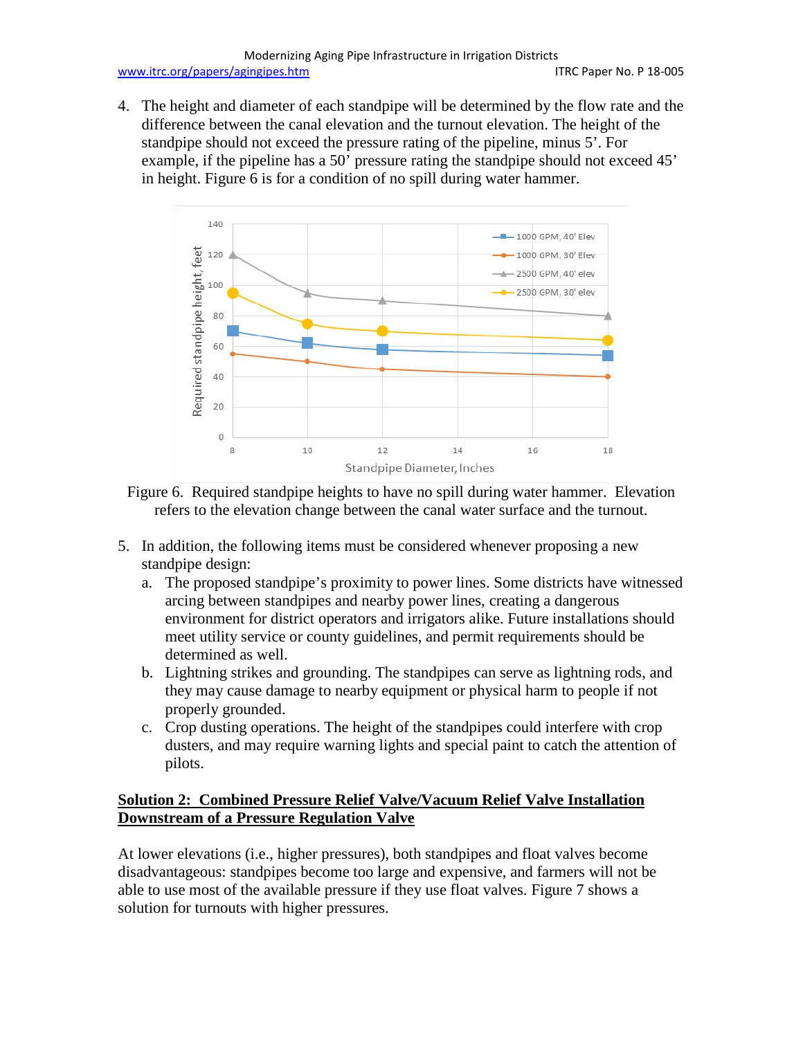4. The height and diameter of each standpipe will be determined by the flow rate and the difference between the canal elevation and the turnout elevation. The height of the standpipe should not exceed the pressure rating of the pipeline, minus 5'. For example, if the pipeline has a 50' pressure rating the standpipe should not exceed 45' in height. Figure 6 is for a condition of no spill during water hammer.

Figure 6. Required standpipe heights to have no spill during water hammer. Elevation refers to the elevation change between the canal water surface and the turnout.

5. In addition, the following items must be considered whenever proposing a new standpipe design:
   a. The proposed standpipe's proximity to power lines. Some districts have witnessed arcing between standpipes and nearby power lines, creating a dangerous environment for district operators and irrigators alike. Future installations should meet utility service or county guidelines, and permit requirements should be determined as well.
   b. Lightning strikes and grounding. The standpipes can serve as lightning rods, and they may cause damage to nearby equipment or physical harm to people if not properly grounded.
   c. Crop dusting operations. The height of the standpipes could interfere with crop dusters, and may require warning lights and special paint to catch the attention of pilots.

**Solution 2: Combined Pressure Relief Valve/Vacuum Relief Valve Installation Downstream of a Pressure Regulation Valve**

At lower elevations (i.e., higher pressures), both standpipes and float valves become disadvantageous: standpipes become too large and expensive, and farmers will not be able to use most of the available pressure if they use float valves. Figure 7 shows a solution for turnouts with higher pressures.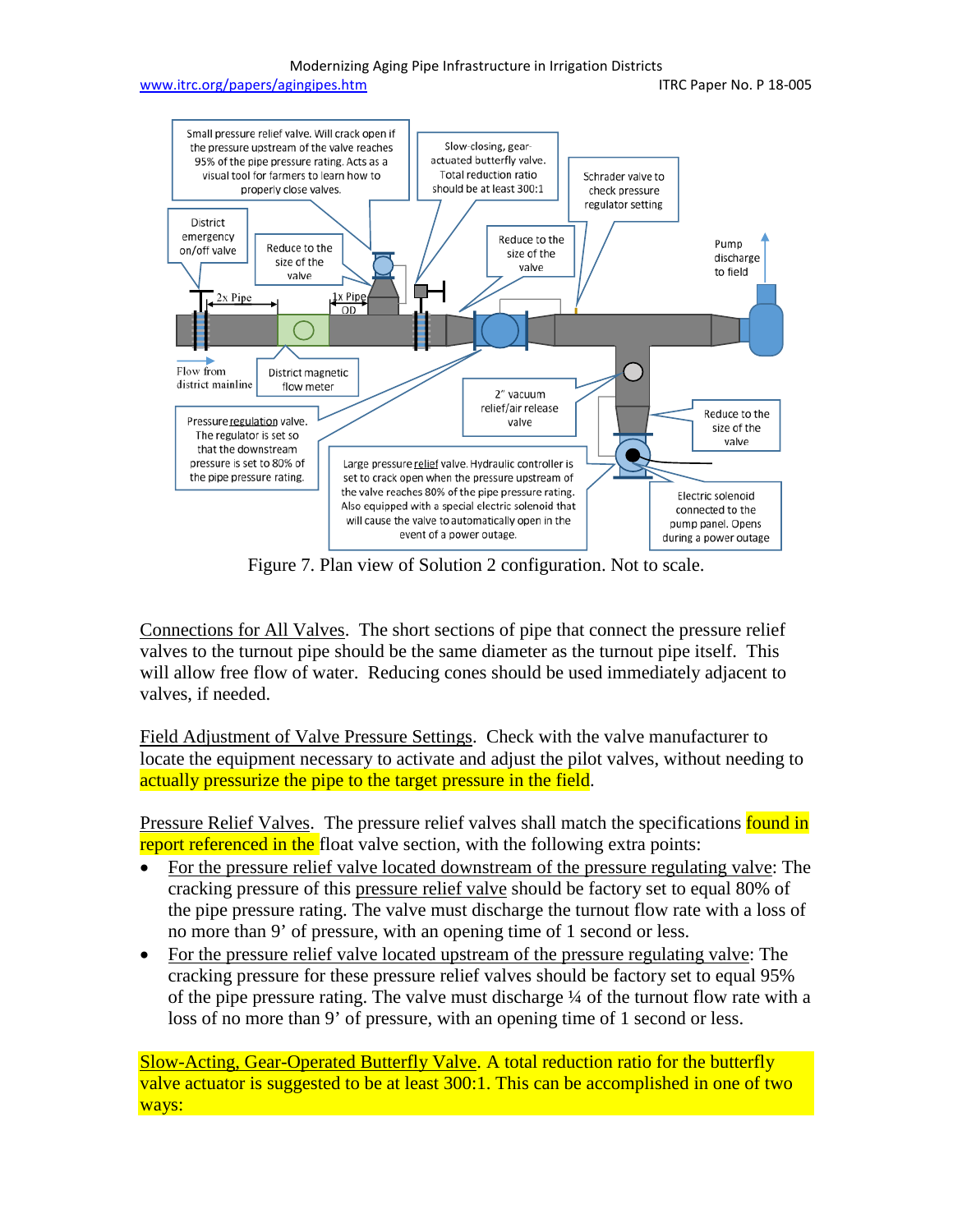Figure 7. Plan view of Solution 2 configuration. Not to scale.

Connections for All Valves. The short sections of pipe that connect the pressure relief valves to the turnout pipe should be the same diameter as the turnout pipe itself. This will allow free flow of water. Reducing cones should be used immediately adjacent to valves, if needed.

Field Adjustment of Valve Pressure Settings. Check with the valve manufacturer to locate the equipment necessary to activate and adjust the pilot valves, without needing to actually pressurize the pipe to the target pressure in the field.

Pressure Relief Valves. The pressure relief valves shall match the specifications found in report referenced in the float valve section, with the following extra points:

- For the pressure relief valve located downstream of the pressure regulating valve: The cracking pressure of this pressure relief valve should be factory set to equal 80% of the pipe pressure rating. The valve must discharge the turnout flow rate with a loss of no more than 9' of pressure, with an opening time of 1 second or less.
- For the pressure relief valve located upstream of the pressure regulating valve: The cracking pressure for these pressure relief valves should be factory set to equal 95% of the pipe pressure rating. The valve must discharge ¼ of the turnout flow rate with a loss of no more than 9' of pressure, with an opening time of 1 second or less.

Slow-Acting, Gear-Operated Butterfly Valve. A total reduction ratio for the butterfly valve actuator is suggested to be at least 300:1. This can be accomplished in one of two ways: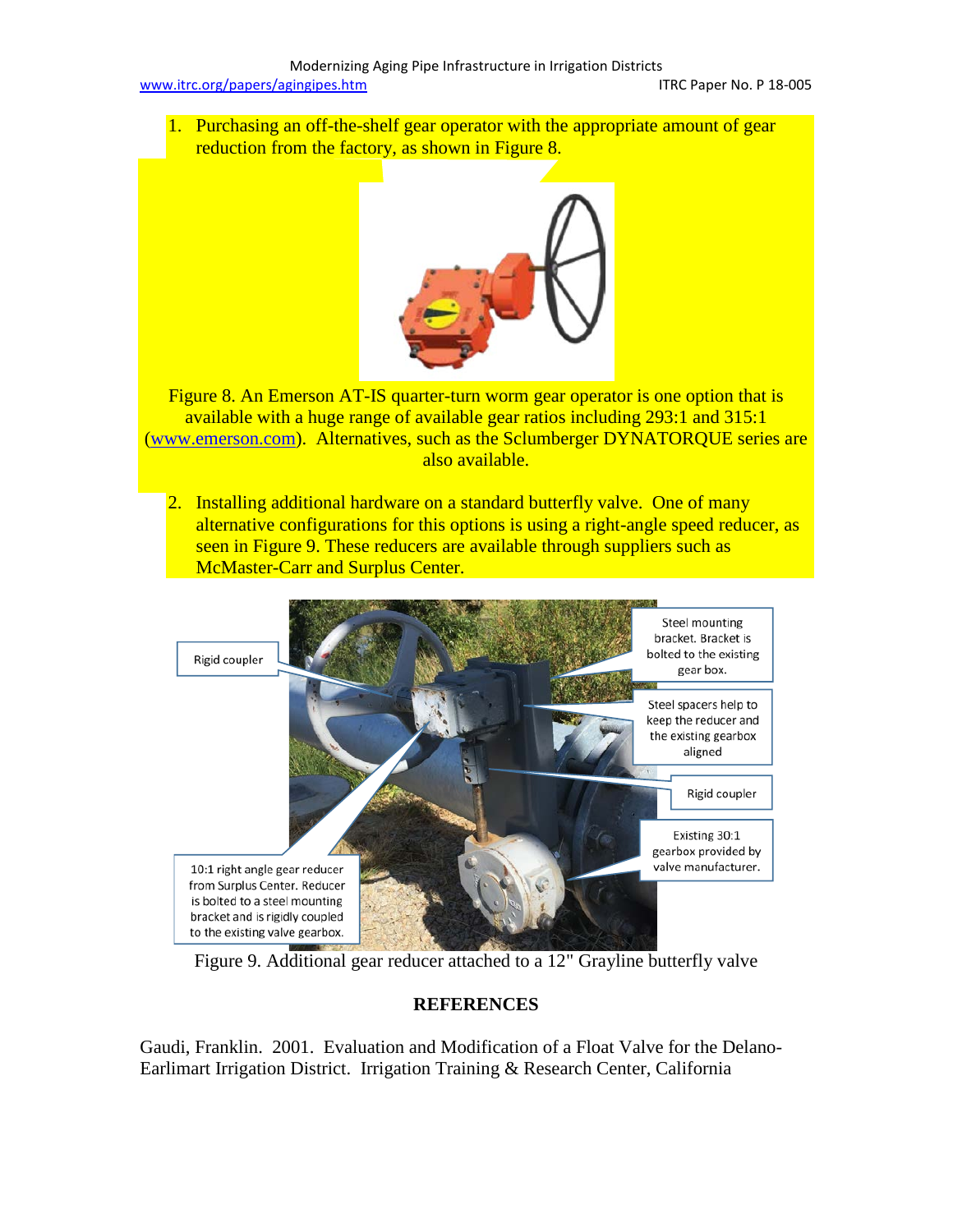1. Purchasing an off-the-shelf gear operator with the appropriate amount of gear reduction from the factory, as shown in Figure 8.

Figure 8. An Emerson AT-IS quarter-turn worm gear operator is one option that is available with a huge range of available gear ratios including 293:1 and 315:1 (www.emerson.com). Alternatives, such as the Sclumberger DYNATORQUE series are also available.

2. Installing additional hardware on a standard butterfly valve. One of many alternative configurations for this options is using a right-angle speed reducer, as seen in Figure 9. These reducers are available through suppliers such as McMaster-Carr and Surplus Center.

Rigid coupler

Steel mounting bracket. Bracket is bolted to the existing gear box.

Steel spacers help to keep the reducer and the existing gearbox aligned

Rigid coupler

Existing 30:1 gearbox provided by valve manufacturer.

10:1 right angle gear reducer from Surplus Center. Reducer is bolted to a steel mounting bracket and is rigidly coupled to the existing valve gearbox.

Figure 9. Additional gear reducer attached to a 12" Grayline butterfly valve

## REFERENCES

Gaudi, Franklin. 2001. Evaluation and Modification of a Float Valve for the Delano-Earlimart Irrigation District. Irrigation Training & Research Center, California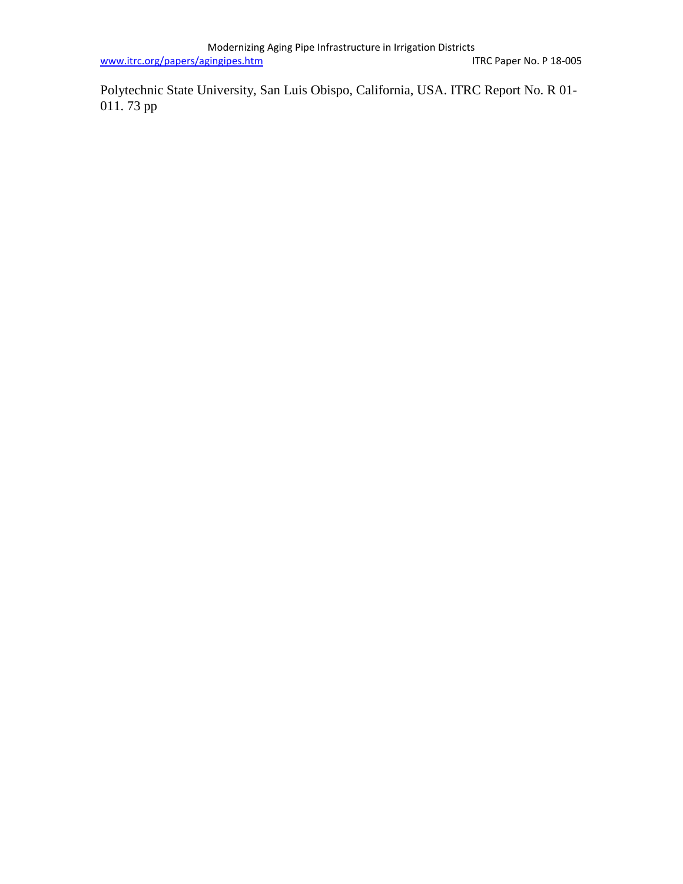Polytechnic State University, San Luis Obispo, California, USA. ITRC Report No. R 01-011. 73 pp